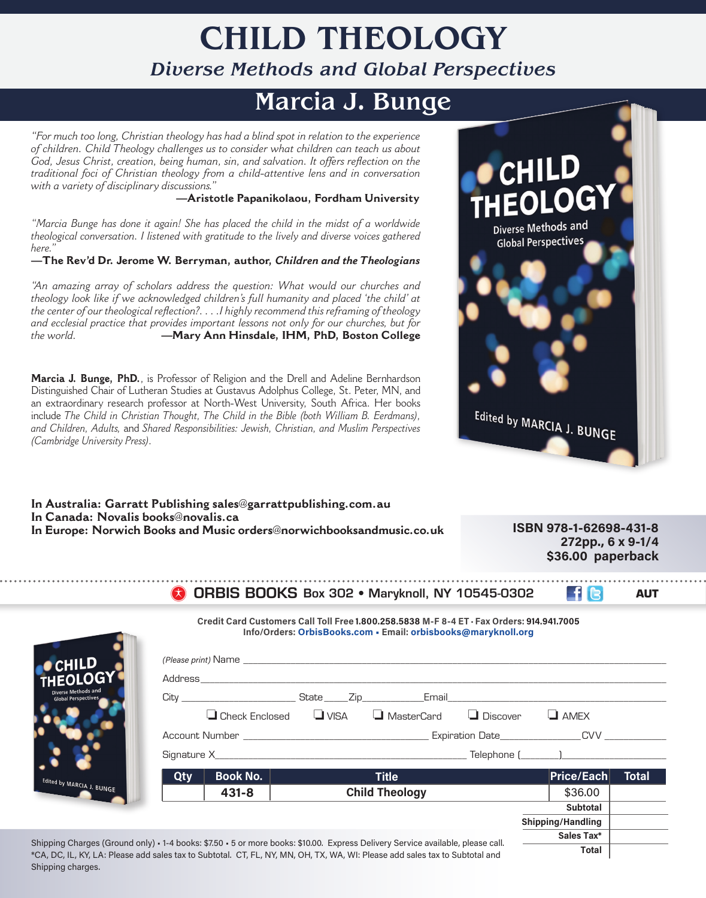# CHILD THEOLOGY

## *Diverse Methods and Global Perspectives*

## Marcia J. Bunge

*"For much too long, Christian theology has had a blind spot in relation to the experience of children. Child Theology challenges us to consider what children can teach us about God, Jesus Christ, creation, being human, sin, and salvation. It offers reflection on the traditional foci of Christian theology from a child-attentive lens and in conversation with a variety of disciplinary discussions."*

**—Aristotle Papanikolaou, Fordham University**

*"Marcia Bunge has done it again! She has placed the child in the midst of a worldwide theological conversation. I listened with gratitude to the lively and diverse voices gathered here."*

**—The Rev'd Dr. Jerome W. Berryman, author, *Children and the Theologians***

*"An amazing array of scholars address the question: What would our churches and theology look like if we acknowledged children's full humanity and placed 'the child' at the center of our theological reflection?. . . .I highly recommend this reframing of theology and ecclesial practice that provides important lessons not only for our churches, but for the world.*

**—Mary Ann Hinsdale, IHM, PhD, Boston College**

**Marcia J. Bunge, PhD.**, is Professor of Religion and the Drell and Adeline Bernhardson Distinguished Chair of Lutheran Studies at Gustavus Adolphus College, St. Peter, MN, and an extraordinary research professor at North-West University, South Africa. Her books include *The Child in Christian Thought, The Child in the Bible (both William B. Eerdmans), and Children, Adults,* and *Shared Responsibilities: Jewish, Christian, and Muslim Perspectives (Cambridge University Press).*

**In Australia: Garratt Publishing sales@garrattpublishing.com.au**
**In Canada: Novalis books@novalis.ca**
**In Europe: Norwich Books and Music orders@norwichbooksandmusic.co.uk**

**ISBN 978-1-62698-431-8**
**272pp., 6 x 9-1/4**
**$36.00 paperback**

**ORBIS BOOKS Box 302 • Maryknoll, NY 10545-0302** **AUT**

**Credit Card Customers Call Toll Free 1.800.258.5838 M-F 8-4 ET • Fax Orders: 914.941.7005**
**Info/Orders: OrbisBooks.com • Email: orbisbooks@maryknoll.org**

*(Please print)* Name ______________________________

Address ______________________________

City ____________ State ____ Zip ________ Email ______________________________

❏ Check Enclosed ❏ VISA ❏ MasterCard ❏ Discover ❏ AMEX

Account Number ____________ Expiration Date ____________ CVV ________

Signature X ______________________________ Telephone (______) __________

| Qty | Book No. | Title | Price/Each | Total |
|---|---|---|---|---|
| | 431-8 | Child Theology | $36.00 | |
| | | | **Subtotal** | |
| | | | **Shipping/Handling** | |
| | | | **Sales Tax*** | |
| | | | **Total** | |

Shipping Charges (Ground only) • 1-4 books: $7.50 • 5 or more books: $10.00. Express Delivery Service available, please call.
*CA, DC, IL, KY, LA: Please add sales tax to Subtotal. CT, FL, NY, MN, OH, TX, WA, WI: Please add sales tax to Subtotal and Shipping charges.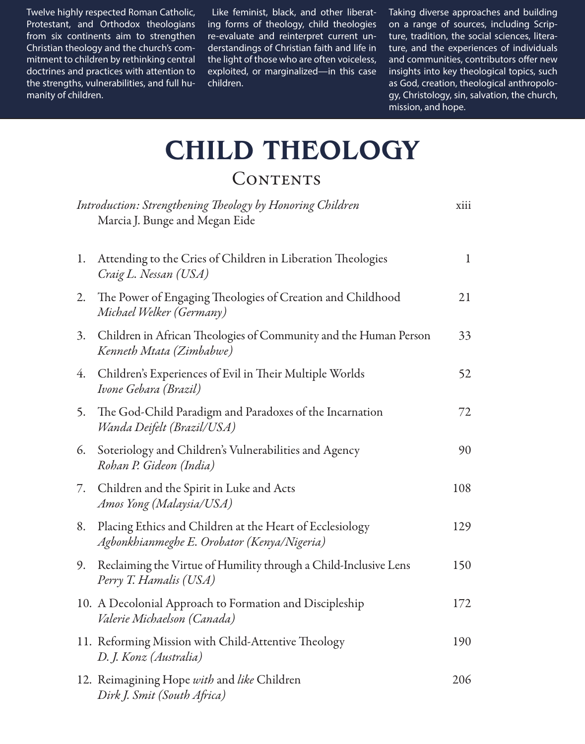Twelve highly respected Roman Catholic, Protestant, and Orthodox theologians from six continents aim to strengthen Christian theology and the church's commitment to children by rethinking central doctrines and practices with attention to the strengths, vulnerabilities, and full humanity of children.

Like feminist, black, and other liberating forms of theology, child theologies re-evaluate and reinterpret current understandings of Christian faith and life in the light of those who are often voiceless, exploited, or marginalized—in this case children.

Taking diverse approaches and building on a range of sources, including Scripture, tradition, the social sciences, literature, and the experiences of individuals and communities, contributors offer new insights into key theological topics, such as God, creation, theological anthropology, Christology, sin, salvation, the church, mission, and hope.

# CHILD THEOLOGY

## Contents

*Introduction: Strengthening Theology by Honoring Children* — xiii
Marcia J. Bunge and Megan Eide

1. Attending to the Cries of Children in Liberation Theologies — 1
*Craig L. Nessan (USA)*

2. The Power of Engaging Theologies of Creation and Childhood — 21
*Michael Welker (Germany)*

3. Children in African Theologies of Community and the Human Person — 33
*Kenneth Mtata (Zimbabwe)*

4. Children's Experiences of Evil in Their Multiple Worlds — 52
*Ivone Gebara (Brazil)*

5. The God-Child Paradigm and Paradoxes of the Incarnation — 72
*Wanda Deifelt (Brazil/USA)*

6. Soteriology and Children's Vulnerabilities and Agency — 90
*Rohan P. Gideon (India)*

7. Children and the Spirit in Luke and Acts — 108
*Amos Yong (Malaysia/USA)*

8. Placing Ethics and Children at the Heart of Ecclesiology — 129
*Agbonkhianmeghe E. Orobator (Kenya/Nigeria)*

9. Reclaiming the Virtue of Humility through a Child-Inclusive Lens — 150
*Perry T. Hamalis (USA)*

10. A Decolonial Approach to Formation and Discipleship — 172
*Valerie Michaelson (Canada)*

11. Reforming Mission with Child-Attentive Theology — 190
*D. J. Konz (Australia)*

12. Reimagining Hope *with* and *like* Children — 206
*Dirk J. Smit (South Africa)*